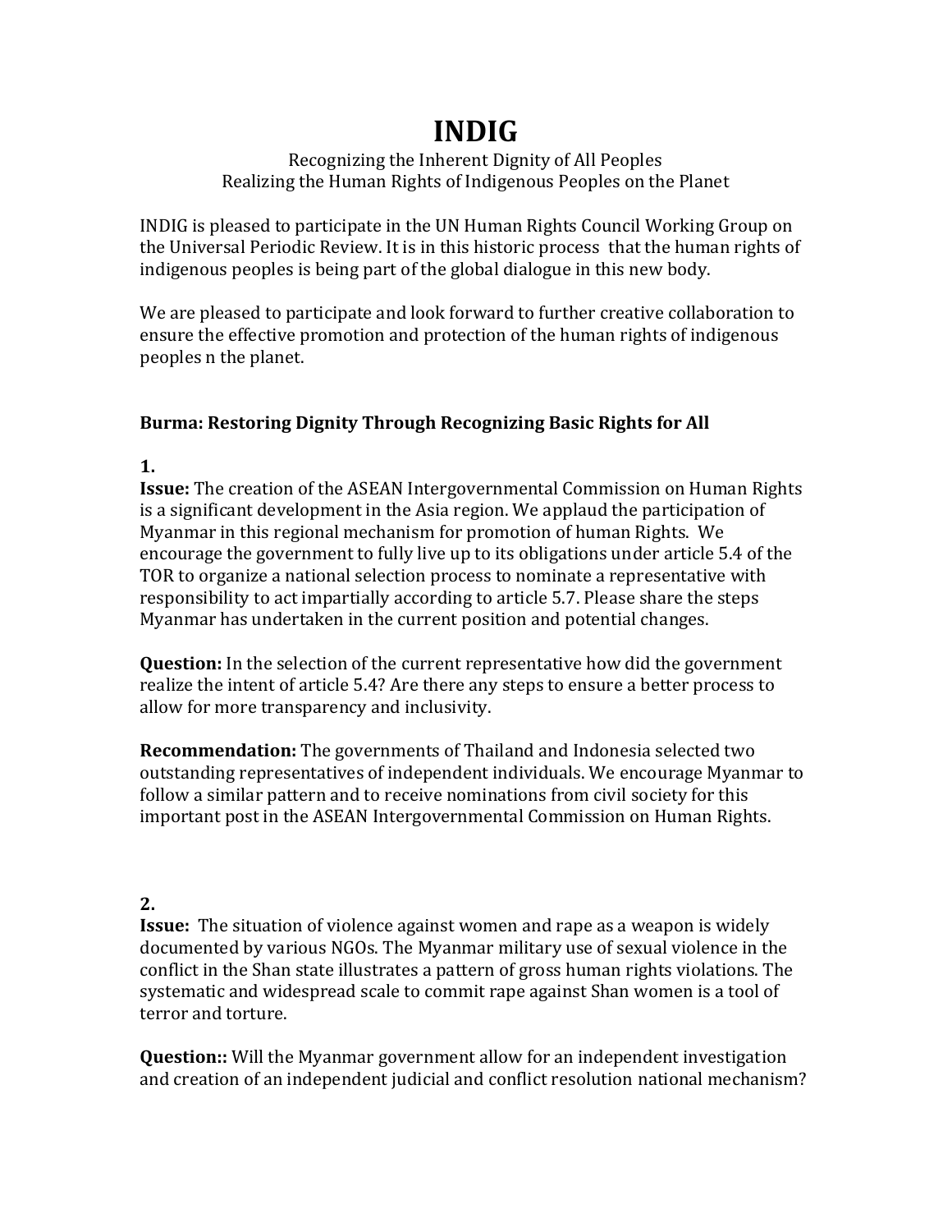# INDIG

Recognizing the Inherent Dignity of All Peoples
Realizing the Human Rights of Indigenous Peoples on the Planet

INDIG is pleased to participate in the UN Human Rights Council Working Group on the Universal Periodic Review. It is in this historic process that the human rights of indigenous peoples is being part of the global dialogue in this new body.

We are pleased to participate and look forward to further creative collaboration to ensure the effective promotion and protection of the human rights of indigenous peoples n the planet.

## Burma: Restoring Dignity Through Recognizing Basic Rights for All

**1.**

**Issue:** The creation of the ASEAN Intergovernmental Commission on Human Rights is a significant development in the Asia region. We applaud the participation of Myanmar in this regional mechanism for promotion of human Rights. We encourage the government to fully live up to its obligations under article 5.4 of the TOR to organize a national selection process to nominate a representative with responsibility to act impartially according to article 5.7. Please share the steps Myanmar has undertaken in the current position and potential changes.

**Question:** In the selection of the current representative how did the government realize the intent of article 5.4? Are there any steps to ensure a better process to allow for more transparency and inclusivity.

**Recommendation:** The governments of Thailand and Indonesia selected two outstanding representatives of independent individuals. We encourage Myanmar to follow a similar pattern and to receive nominations from civil society for this important post in the ASEAN Intergovernmental Commission on Human Rights.

**2.**

**Issue:** The situation of violence against women and rape as a weapon is widely documented by various NGOs. The Myanmar military use of sexual violence in the conflict in the Shan state illustrates a pattern of gross human rights violations. The systematic and widespread scale to commit rape against Shan women is a tool of terror and torture.

**Question::** Will the Myanmar government allow for an independent investigation and creation of an independent judicial and conflict resolution national mechanism?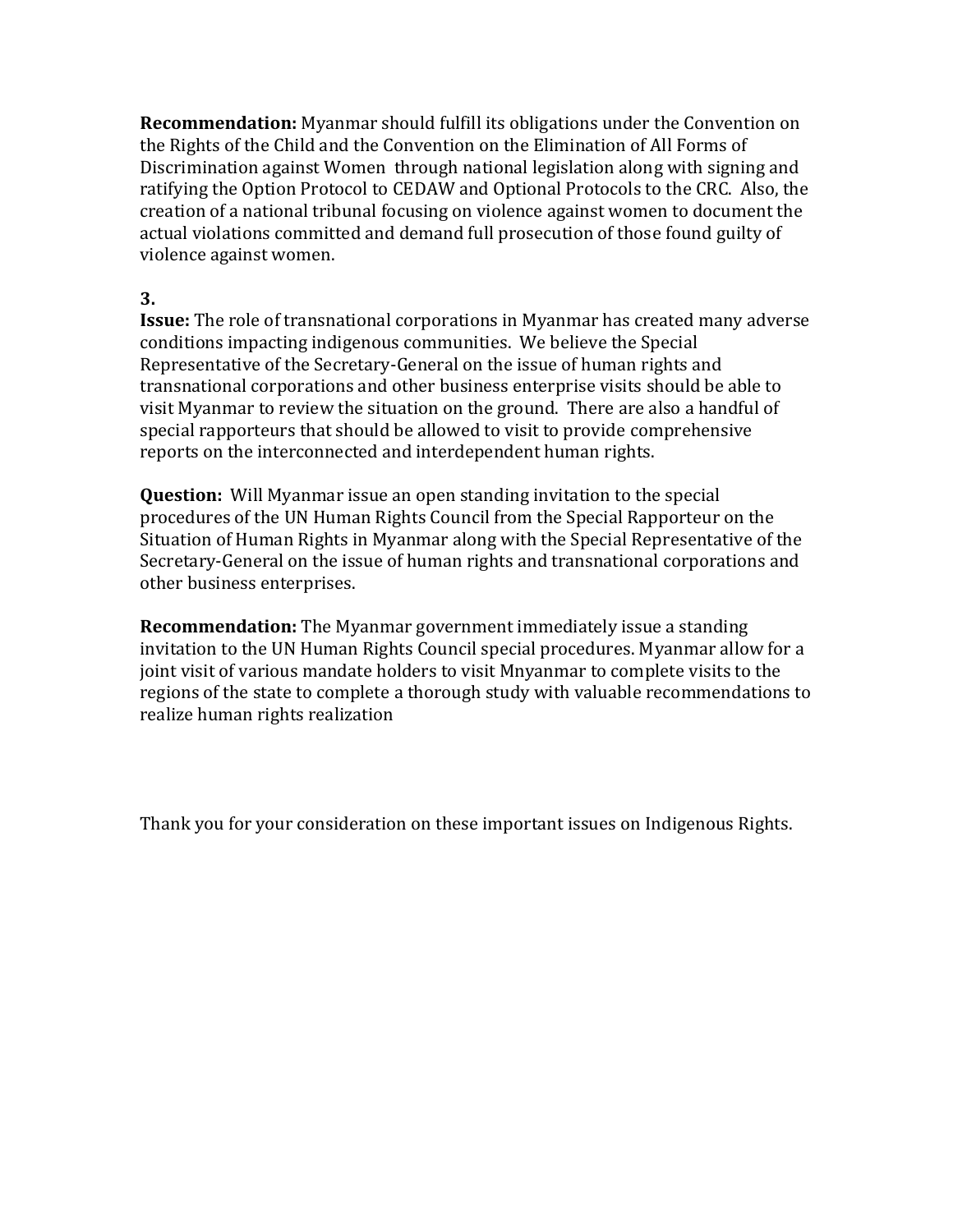**Recommendation:** Myanmar should fulfill its obligations under the Convention on the Rights of the Child and the Convention on the Elimination of All Forms of Discrimination against Women through national legislation along with signing and ratifying the Option Protocol to CEDAW and Optional Protocols to the CRC. Also, the creation of a national tribunal focusing on violence against women to document the actual violations committed and demand full prosecution of those found guilty of violence against women.

**3.**

**Issue:** The role of transnational corporations in Myanmar has created many adverse conditions impacting indigenous communities. We believe the Special Representative of the Secretary-General on the issue of human rights and transnational corporations and other business enterprise visits should be able to visit Myanmar to review the situation on the ground. There are also a handful of special rapporteurs that should be allowed to visit to provide comprehensive reports on the interconnected and interdependent human rights.

**Question:** Will Myanmar issue an open standing invitation to the special procedures of the UN Human Rights Council from the Special Rapporteur on the Situation of Human Rights in Myanmar along with the Special Representative of the Secretary-General on the issue of human rights and transnational corporations and other business enterprises.

**Recommendation:** The Myanmar government immediately issue a standing invitation to the UN Human Rights Council special procedures. Myanmar allow for a joint visit of various mandate holders to visit Mnyanmar to complete visits to the regions of the state to complete a thorough study with valuable recommendations to realize human rights realization

Thank you for your consideration on these important issues on Indigenous Rights.